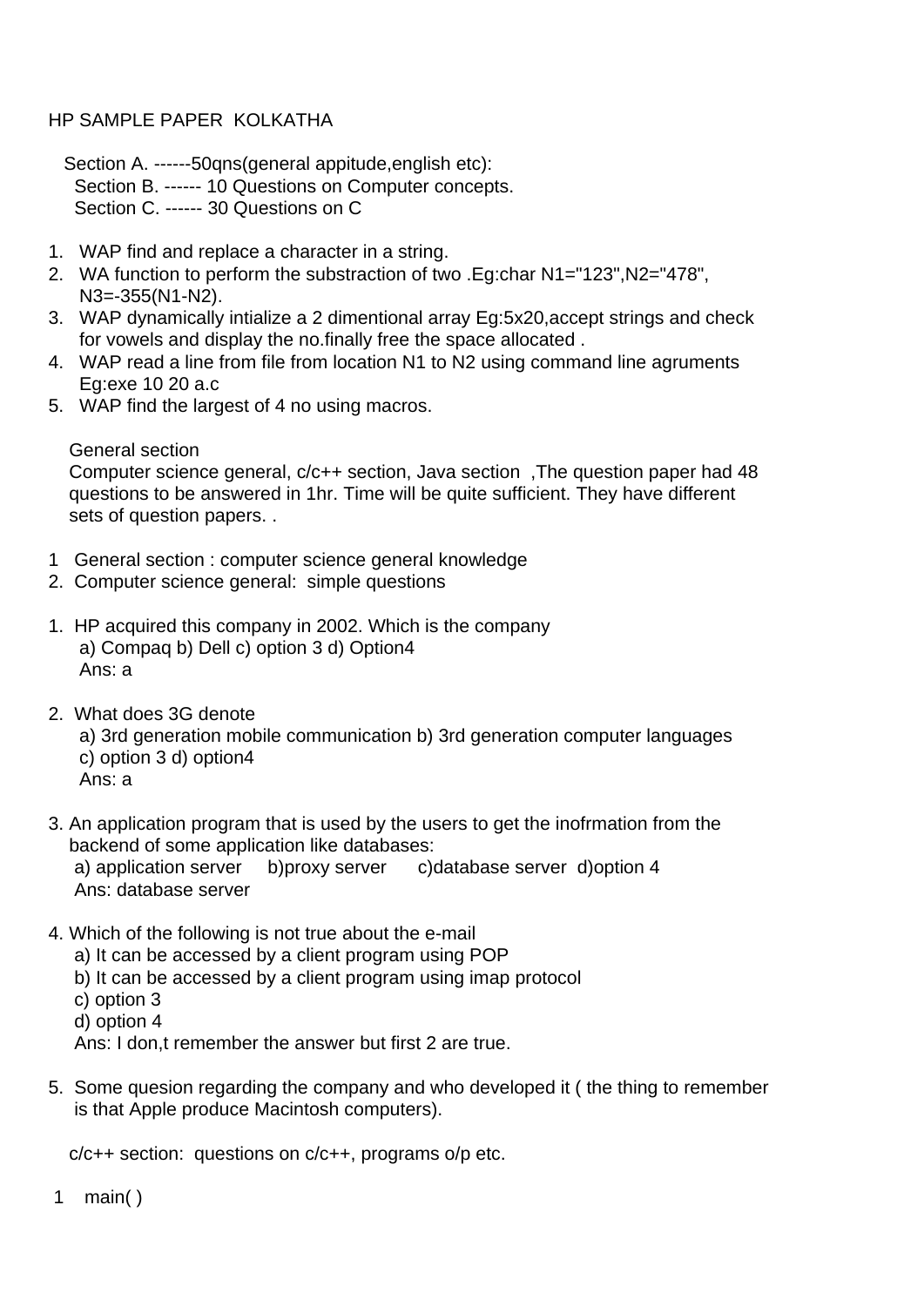HP SAMPLE PAPER  KOLKATHA

Section A. ------50qns(general appitude,english etc):
Section B. ------ 10 Questions on Computer concepts.
Section C. ------ 30 Questions on C

1. WAP find and replace a character in a string.
2. WA function to perform the substraction of two .Eg:char N1="123",N2="478", N3=-355(N1-N2).
3. WAP dynamically intialize a 2 dimentional array Eg:5x20,accept strings and check for vowels and display the no.finally free the space allocated .
4. WAP read a line from file from location N1 to N2 using command line agruments Eg:exe 10 20 a.c
5. WAP find the largest of 4 no using macros.

General section
Computer science general, c/c++ section, Java section  ,The question paper had 48 questions to be answered in 1hr. Time will be quite sufficient. They have different sets of question papers. .

1 General section : computer science general knowledge
2. Computer science general:  simple questions

1. HP acquired this company in 2002. Which is the company
   a) Compaq b) Dell c) option 3 d) Option4
   Ans: a

2. What does 3G denote
   a) 3rd generation mobile communication b) 3rd generation computer languages
   c) option 3 d) option4
   Ans: a

3. An application program that is used by the users to get the inofrmation from the backend of some application like databases:
   a) application server   b)proxy server   c)database server  d)option 4
   Ans: database server

4. Which of the following is not true about the e-mail
   a) It can be accessed by a client program using POP
   b) It can be accessed by a client program using imap protocol
   c) option 3
   d) option 4
   Ans: I don,t remember the answer but first 2 are true.

5. Some quesion regarding the company and who developed it ( the thing to remember is that Apple produce Macintosh computers).

c/c++ section:  questions on c/c++, programs o/p etc.

1 main( )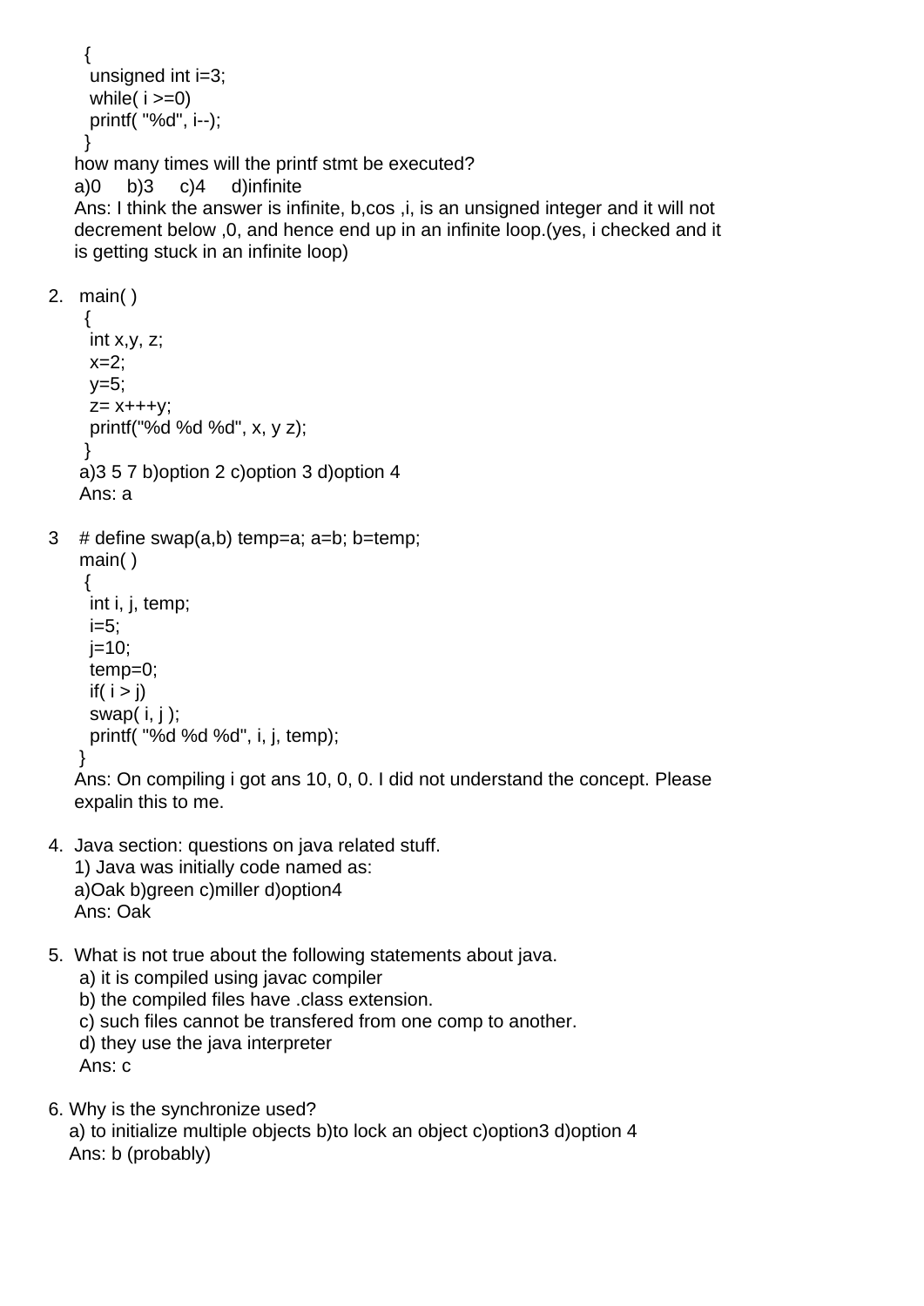```
{
 unsigned int i=3;
 while( i >=0)
 printf( "%d", i--);
}
```

how many times will the printf stmt be executed?

a)0  b)3  c)4  d)infinite

Ans: I think the answer is infinite, b,cos ,i, is an unsigned integer and it will not decrement below ,0, and hence end up in an infinite loop.(yes, i checked and it is getting stuck in an infinite loop)

2.
```
main( )
 {
  int x,y, z;
  x=2;
  y=5;
  z= x+++y;
  printf("%d %d %d", x, y z);
 }
```

a)3 5 7 b)option 2 c)option 3 d)option 4

Ans: a

3
```
# define swap(a,b) temp=a; a=b; b=temp;
main( )
 {
  int i, j, temp;
  i=5;
  j=10;
  temp=0;
  if( i > j)
  swap( i, j );
  printf( "%d %d %d", i, j, temp);
}
```

Ans: On compiling i got ans 10, 0, 0. I did not understand the concept. Please expalin this to me.

4. Java section: questions on java related stuff.

1) Java was initially code named as:

a)Oak b)green c)miller d)option4

Ans: Oak

5. What is not true about the following statements about java.

a) it is compiled using javac compiler

b) the compiled files have .class extension.

c) such files cannot be transfered from one comp to another.

d) they use the java interpreter

Ans: c

6. Why is the synchronize used?

a) to initialize multiple objects b)to lock an object c)option3 d)option 4

Ans: b (probably)